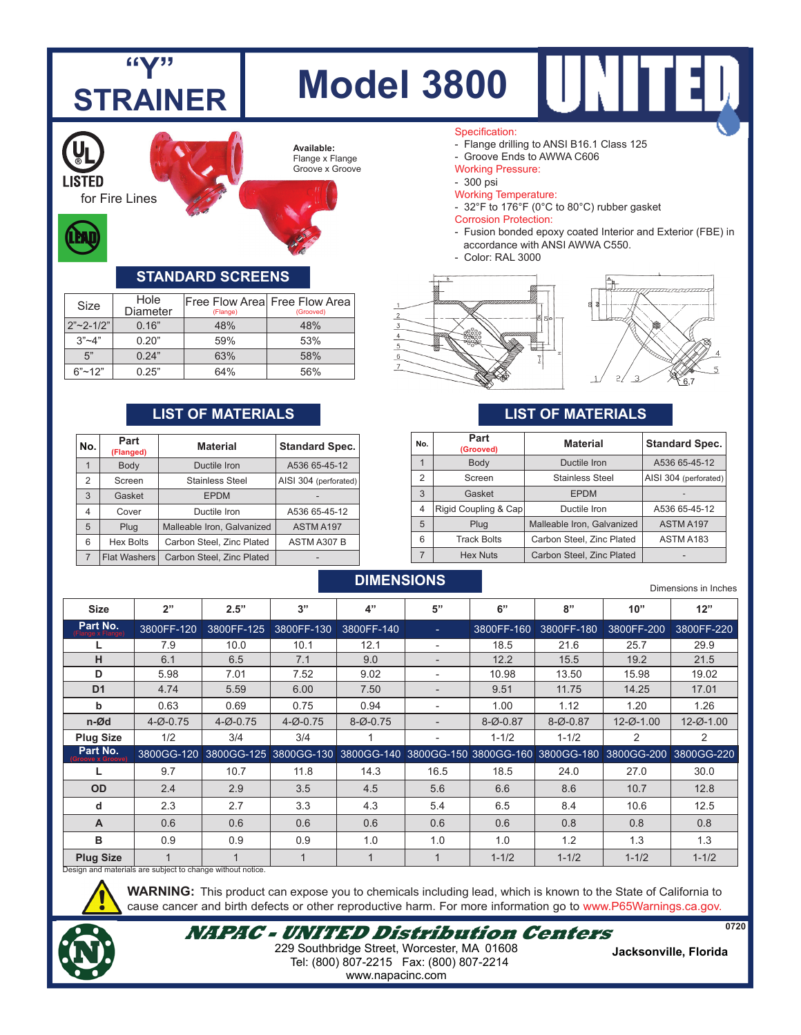# "Y" STRAINER

# Model 3800

UNITED

UL LISTED for Fire Lines

LEAD

**Available:**
Flange x Flange
Groove x Groove

Specification:
- Flange drilling to ANSI B16.1 Class 125
- Groove Ends to AWWA C606

Working Pressure:
- 300 psi

Working Temperature:
- 32°F to 176°F (0°C to 80°C) rubber gasket

Corrosion Protection:
- Fusion bonded epoxy coated Interior and Exterior (FBE) in accordance with ANSI AWWA C550.
- Color: RAL 3000

## STANDARD SCREENS

| Size | Hole Diameter | Free Flow Area (Flange) | Free Flow Area (Groove) |
|---|---|---|---|
| 2"~2-1/2" | 0.16" | 48% | 48% |
| 3"~4" | 0.20" | 59% | 53% |
| 5" | 0.24" | 63% | 58% |
| 6"~12" | 0.25" | 64% | 56% |

## LIST OF MATERIALS

| No. | Part (Flanged) | Material | Standard Spec. |
|---|---|---|---|
| 1 | Body | Ductile Iron | A536 65-45-12 |
| 2 | Screen | Stainless Steel | AISI 304 (perforated) |
| 3 | Gasket | EPDM | - |
| 4 | Cover | Ductile Iron | A536 65-45-12 |
| 5 | Plug | Malleable Iron, Galvanized | ASTM A197 |
| 6 | Hex Bolts | Carbon Steel, Zinc Plated | ASTM A307 B |
| 7 | Flat Washers | Carbon Steel, Zinc Plated | - |

## LIST OF MATERIALS

| No. | Part (Grooved) | Material | Standard Spec. |
|---|---|---|---|
| 1 | Body | Ductile Iron | A536 65-45-12 |
| 2 | Screen | Stainless Steel | AISI 304 (perforated) |
| 3 | Gasket | EPDM | - |
| 4 | Rigid Coupling & Cap | Ductile Iron | A536 65-45-12 |
| 5 | Plug | Malleable Iron, Galvanized | ASTM A197 |
| 6 | Track Bolts | Carbon Steel, Zinc Plated | ASTM A183 |
| 7 | Hex Nuts | Carbon Steel, Zinc Plated | - |

## DIMENSIONS

Dimensions in Inches

| Size | 2" | 2.5" | 3" | 4" | 5" | 6" | 8" | 10" | 12" |
|---|---|---|---|---|---|---|---|---|---|
| Part No. (Flange x Flange) | 3800FF-120 | 3800FF-125 | 3800FF-130 | 3800FF-140 | - | 3800FF-160 | 3800FF-180 | 3800FF-200 | 3800FF-220 |
| L | 7.9 | 10.0 | 10.1 | 12.1 | - | 18.5 | 21.6 | 25.7 | 29.9 |
| H | 6.1 | 6.5 | 7.1 | 9.0 | - | 12.2 | 15.5 | 19.2 | 21.5 |
| D | 5.98 | 7.01 | 7.52 | 9.02 | - | 10.98 | 13.50 | 15.98 | 19.02 |
| D1 | 4.74 | 5.59 | 6.00 | 7.50 | - | 9.51 | 11.75 | 14.25 | 17.01 |
| b | 0.63 | 0.69 | 0.75 | 0.94 | - | 1.00 | 1.12 | 1.20 | 1.26 |
| n-Ød | 4-Ø-0.75 | 4-Ø-0.75 | 4-Ø-0.75 | 8-Ø-0.75 | - | 8-Ø-0.87 | 8-Ø-0.87 | 12-Ø-1.00 | 12-Ø-1.00 |
| Plug Size | 1/2 | 3/4 | 3/4 | 1 | - | 1-1/2 | 1-1/2 | 2 | 2 |
| Part No. (Groove x Groove) | 3800GG-120 | 3800GG-125 | 3800GG-130 | 3800GG-140 | 3800GG-150 | 3800GG-160 | 3800GG-180 | 3800GG-200 | 3800GG-220 |
| L | 9.7 | 10.7 | 11.8 | 14.3 | 16.5 | 18.5 | 24.0 | 27.0 | 30.0 |
| OD | 2.4 | 2.9 | 3.5 | 4.5 | 5.6 | 6.6 | 8.6 | 10.7 | 12.8 |
| d | 2.3 | 2.7 | 3.3 | 4.3 | 5.4 | 6.5 | 8.4 | 10.6 | 12.5 |
| A | 0.6 | 0.6 | 0.6 | 0.6 | 0.6 | 0.6 | 0.8 | 0.8 | 0.8 |
| B | 0.9 | 0.9 | 0.9 | 1.0 | 1.0 | 1.0 | 1.2 | 1.3 | 1.3 |
| Plug Size | 1 | 1 | 1 | 1 | 1 | 1-1/2 | 1-1/2 | 1-1/2 | 1-1/2 |

Design and materials are subject to change without notice.

**WARNING:** This product can expose you to chemicals including lead, which is known to the State of California to cause cancer and birth defects or other reproductive harm. For more information go to www.P65Warnings.ca.gov.

***NAPAC - UNITED Distribution Centers***

229 Southbridge Street, Worcester, MA 01608
Tel: (800) 807-2215 Fax: (800) 807-2214
www.napacinc.com

**Jacksonville, Florida**

0720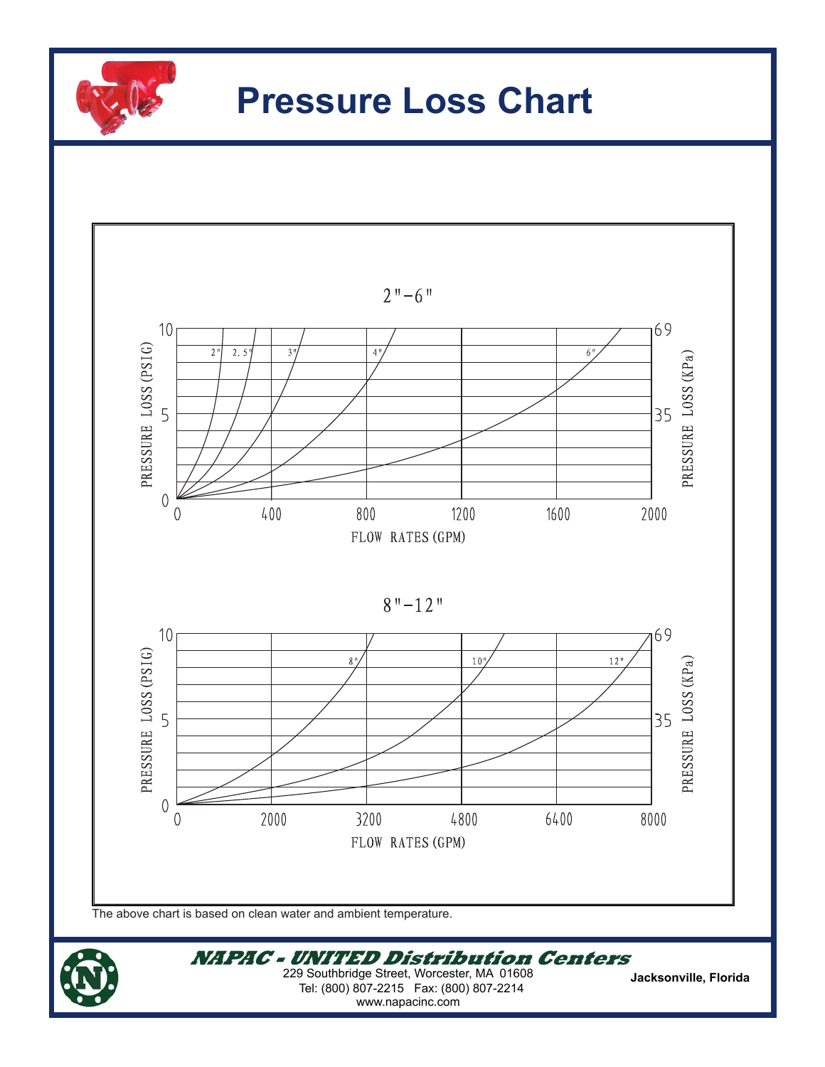# Pressure Loss Chart

2"–6"

PRESSURE LOSS (PSIG)

10

5

0

PRESSURE LOSS (KPa)

69

35

2"
2.5"
3"
4"
6"

0
400
800
1200
1600
2000

FLOW RATES (GPM)

8"–12"

PRESSURE LOSS (PSIG)

10

5

0

PRESSURE LOSS (KPa)

69

35

8"
10"
12"

0
2000
3200
4800
6400
8000

FLOW RATES (GPM)

The above chart is based on clean water and ambient temperature.

**NAPAC - UNITED Distribution Centers**

229 Southbridge Street, Worcester, MA 01608
Tel: (800) 807-2215 Fax: (800) 807-2214
www.napacinc.com

**Jacksonville, Florida**